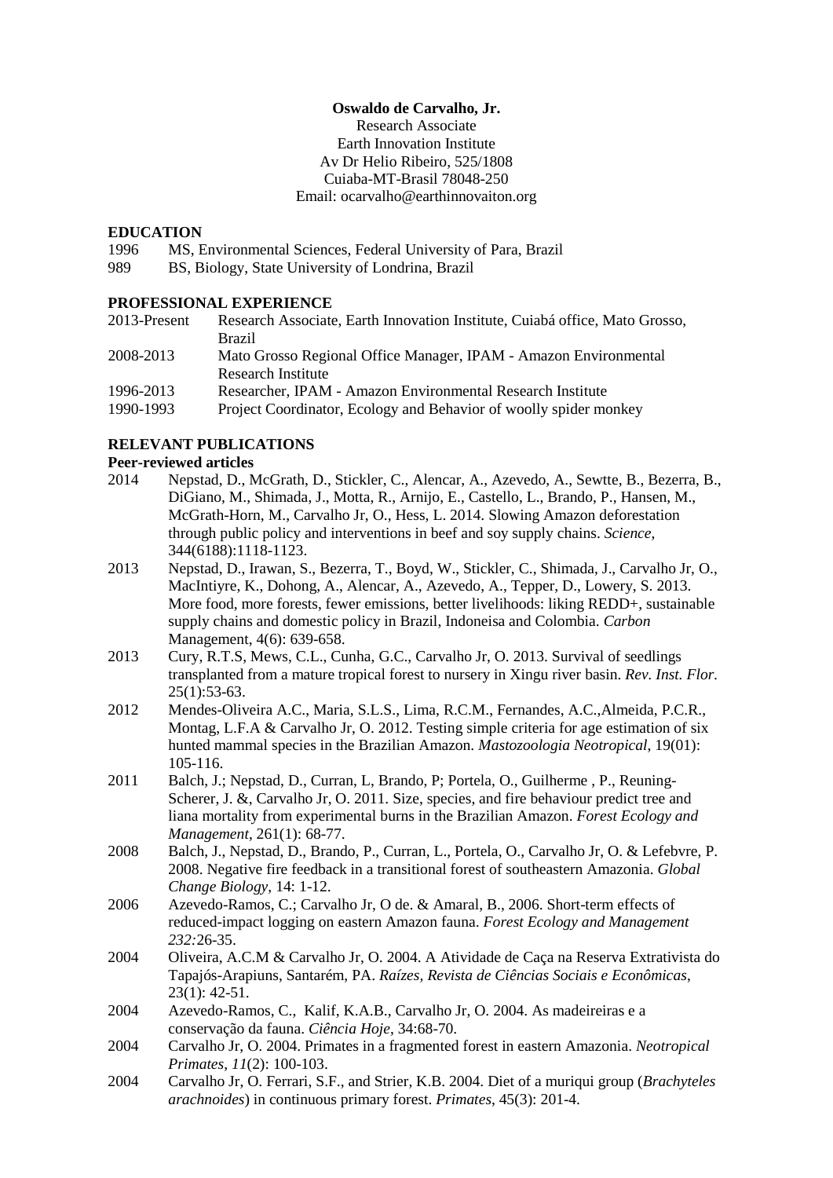**Oswaldo de Carvalho, Jr.**

Research Associate
Earth Innovation Institute
Av Dr Helio Ribeiro, 525/1808
Cuiaba-MT-Brasil 78048-250
Email: ocarvalho@earthinnovaiton.org

## EDUCATION

1996 MS, Environmental Sciences, Federal University of Para, Brazil
989 BS, Biology, State University of Londrina, Brazil

## PROFESSIONAL EXPERIENCE

2013-Present Research Associate, Earth Innovation Institute, Cuiabá office, Mato Grosso, Brazil
2008-2013 Mato Grosso Regional Office Manager, IPAM - Amazon Environmental Research Institute
1996-2013 Researcher, IPAM - Amazon Environmental Research Institute
1990-1993 Project Coordinator, Ecology and Behavior of woolly spider monkey

## RELEVANT PUBLICATIONS

### Peer-reviewed articles

2014 Nepstad, D., McGrath, D., Stickler, C., Alencar, A., Azevedo, A., Sewtte, B., Bezerra, B., DiGiano, M., Shimada, J., Motta, R., Arnijo, E., Castello, L., Brando, P., Hansen, M., McGrath-Horn, M., Carvalho Jr, O., Hess, L. 2014. Slowing Amazon deforestation through public policy and interventions in beef and soy supply chains. *Science*, 344(6188):1118-1123.

2013 Nepstad, D., Irawan, S., Bezerra, T., Boyd, W., Stickler, C., Shimada, J., Carvalho Jr, O., MacIntiyre, K., Dohong, A., Alencar, A., Azevedo, A., Tepper, D., Lowery, S. 2013. More food, more forests, fewer emissions, better livelihoods: liking REDD+, sustainable supply chains and domestic policy in Brazil, Indoneisa and Colombia. *Carbon* Management, 4(6): 639-658.

2013 Cury, R.T.S, Mews, C.L., Cunha, G.C., Carvalho Jr, O. 2013. Survival of seedlings transplanted from a mature tropical forest to nursery in Xingu river basin. *Rev. Inst. Flor.* 25(1):53-63.

2012 Mendes-Oliveira A.C., Maria, S.L.S., Lima, R.C.M., Fernandes, A.C.,Almeida, P.C.R., Montag, L.F.A & Carvalho Jr, O. 2012. Testing simple criteria for age estimation of six hunted mammal species in the Brazilian Amazon. *Mastozoologia Neotropical*, 19(01): 105-116.

2011 Balch, J.; Nepstad, D., Curran, L, Brando, P; Portela, O., Guilherme , P., Reuning-Scherer, J. &, Carvalho Jr, O. 2011. Size, species, and fire behaviour predict tree and liana mortality from experimental burns in the Brazilian Amazon. *Forest Ecology and Management*, 261(1): 68-77.

2008 Balch, J., Nepstad, D., Brando, P., Curran, L., Portela, O., Carvalho Jr, O. & Lefebvre, P. 2008. Negative fire feedback in a transitional forest of southeastern Amazonia. *Global Change Biology*, 14: 1-12.

2006 Azevedo-Ramos, C.; Carvalho Jr, O de. & Amaral, B., 2006. Short-term effects of reduced-impact logging on eastern Amazon fauna. *Forest Ecology and Management 232:*26-35.

2004 Oliveira, A.C.M & Carvalho Jr, O. 2004. A Atividade de Caça na Reserva Extrativista do Tapajós-Arapiuns, Santarém, PA. *Raízes, Revista de Ciências Sociais e Econômicas*, 23(1): 42-51.

2004 Azevedo-Ramos, C., Kalif, K.A.B., Carvalho Jr, O. 2004. As madeireiras e a conservação da fauna. *Ciência Hoje*, 34:68-70.

2004 Carvalho Jr, O. 2004. Primates in a fragmented forest in eastern Amazonia. *Neotropical Primates*, *11*(2): 100-103.

2004 Carvalho Jr, O. Ferrari, S.F., and Strier, K.B. 2004. Diet of a muriqui group (*Brachyteles arachnoides*) in continuous primary forest. *Primates*, 45(3): 201-4.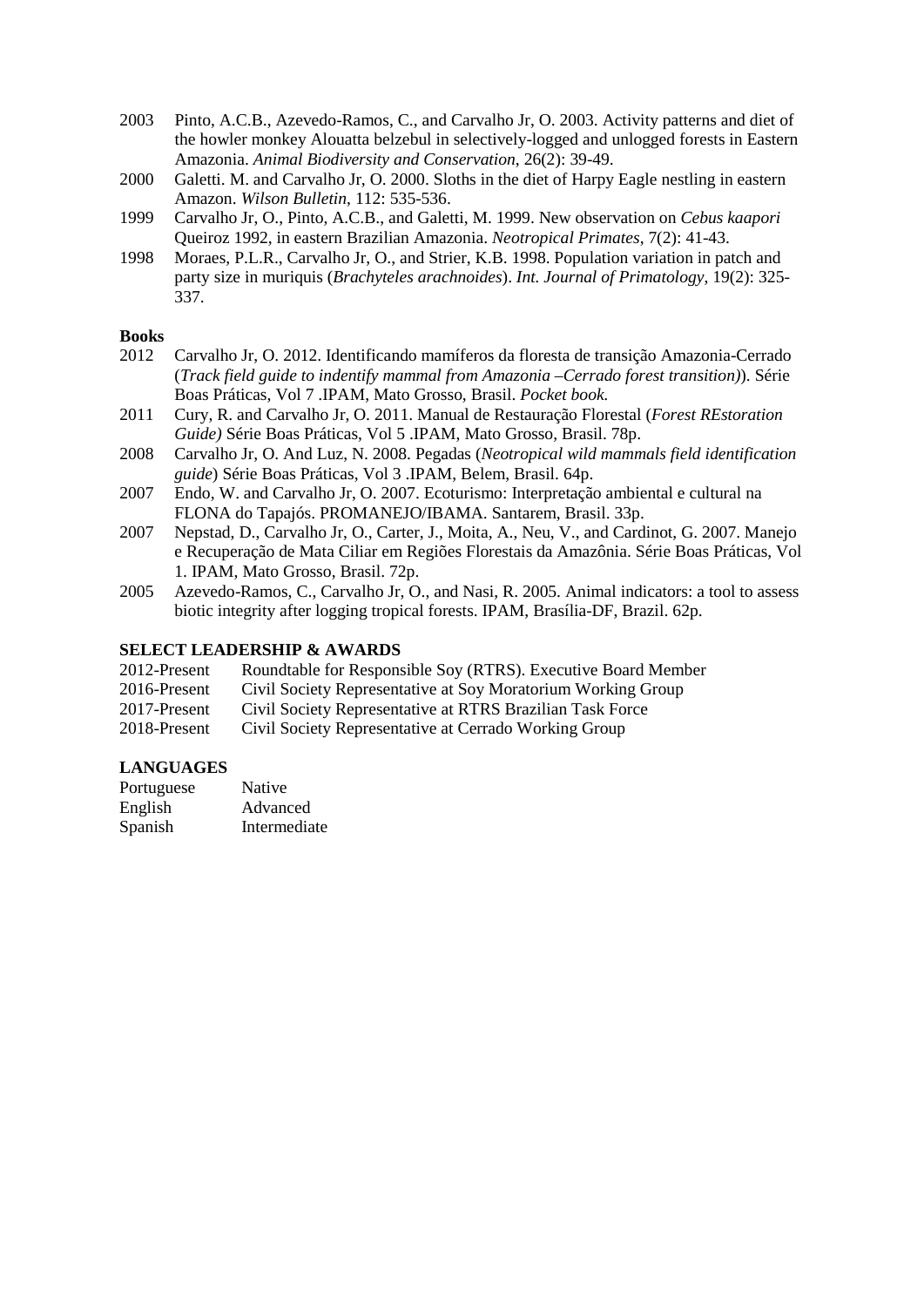2003 Pinto, A.C.B., Azevedo-Ramos, C., and Carvalho Jr, O. 2003. Activity patterns and diet of the howler monkey Alouatta belzebul in selectively-logged and unlogged forests in Eastern Amazonia. *Animal Biodiversity and Conservation*, 26(2): 39-49.

2000 Galetti. M. and Carvalho Jr, O. 2000. Sloths in the diet of Harpy Eagle nestling in eastern Amazon. *Wilson Bulletin*, 112: 535-536.

1999 Carvalho Jr, O., Pinto, A.C.B., and Galetti, M. 1999. New observation on *Cebus kaapori* Queiroz 1992, in eastern Brazilian Amazonia. *Neotropical Primates*, 7(2): 41-43.

1998 Moraes, P.L.R., Carvalho Jr, O., and Strier, K.B. 1998. Population variation in patch and party size in muriquis (*Brachyteles arachnoides*). *Int. Journal of Primatology*, 19(2): 325-337.

**Books**

2012 Carvalho Jr, O. 2012. Identificando mamíferos da floresta de transição Amazonia-Cerrado (*Track field guide to indentify mammal from Amazonia –Cerrado forest transition)*). Série Boas Práticas, Vol 7 .IPAM, Mato Grosso, Brasil. *Pocket book.*

2011 Cury, R. and Carvalho Jr, O. 2011. Manual de Restauração Florestal (*Forest REstoration Guide)* Série Boas Práticas, Vol 5 .IPAM, Mato Grosso, Brasil. 78p.

2008 Carvalho Jr, O. And Luz, N. 2008. Pegadas (*Neotropical wild mammals field identification guide*) Série Boas Práticas, Vol 3 .IPAM, Belem, Brasil. 64p.

2007 Endo, W. and Carvalho Jr, O. 2007. Ecoturismo: Interpretação ambiental e cultural na FLONA do Tapajós. PROMANEJO/IBAMA. Santarem, Brasil. 33p.

2007 Nepstad, D., Carvalho Jr, O., Carter, J., Moita, A., Neu, V., and Cardinot, G. 2007. Manejo e Recuperação de Mata Ciliar em Regiões Florestais da Amazônia. Série Boas Práticas, Vol 1. IPAM, Mato Grosso, Brasil. 72p.

2005 Azevedo-Ramos, C., Carvalho Jr, O., and Nasi, R. 2005. Animal indicators: a tool to assess biotic integrity after logging tropical forests. IPAM, Brasília-DF, Brazil. 62p.

## SELECT LEADERSHIP & AWARDS

| | |
|---|---|
| 2012-Present | Roundtable for Responsible Soy (RTRS). Executive Board Member |
| 2016-Present | Civil Society Representative at Soy Moratorium Working Group |
| 2017-Present | Civil Society Representative at RTRS Brazilian Task Force |
| 2018-Present | Civil Society Representative at Cerrado Working Group |

## LANGUAGES

| | |
|---|---|
| Portuguese | Native |
| English | Advanced |
| Spanish | Intermediate |